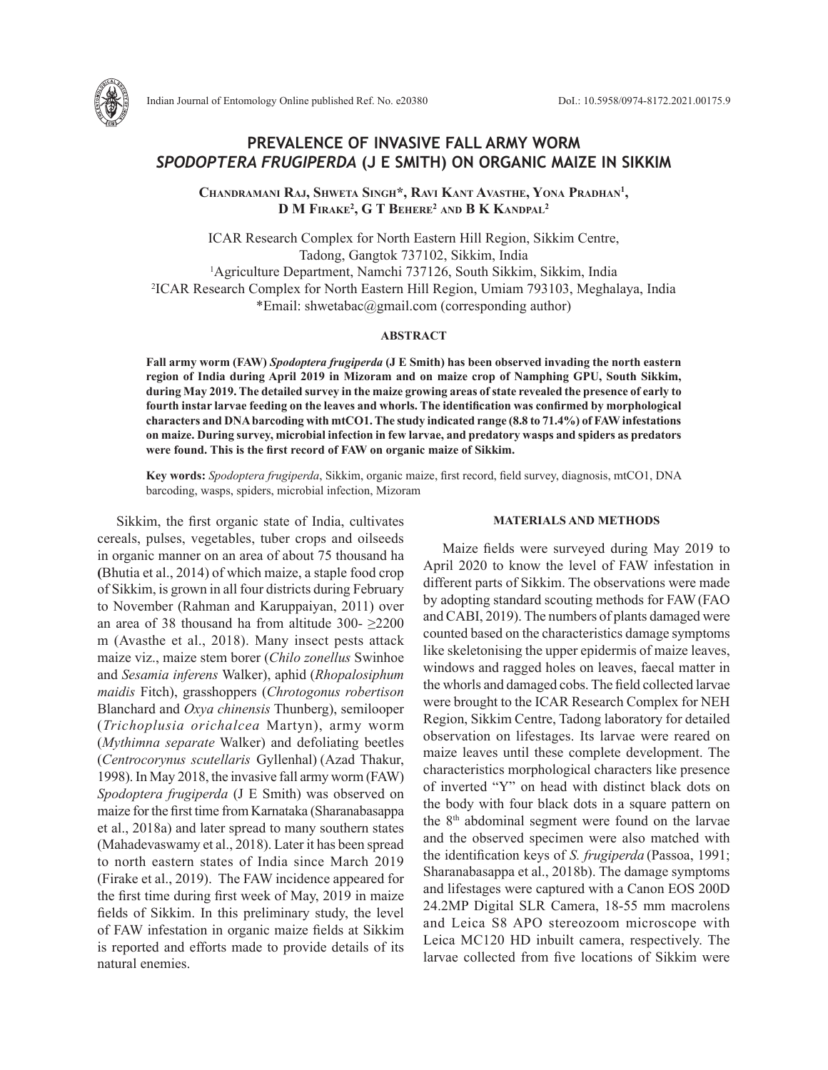# PREVALENCE OF INVASIVE FALL ARMY WORM *SPODOPTERA FRUGIPERDA* (J E SMITH) ON ORGANIC MAIZE IN SIKKIM

**Chandramani Raj, Shweta Singh\*, Ravi Kant Avasthe, Yona Pradhan[1], D M Firake[2], G T Behere[2] and B K Kandpal[2]**

ICAR Research Complex for North Eastern Hill Region, Sikkim Centre, Tadong, Gangtok 737102, Sikkim, India
[1]Agriculture Department, Namchi 737126, South Sikkim, Sikkim, India
[2]ICAR Research Complex for North Eastern Hill Region, Umiam 793103, Meghalaya, India
\*Email: shwetabac@gmail.com (corresponding author)

## ABSTRACT

**Fall army worm (FAW) *Spodoptera frugiperda* (J E Smith) has been observed invading the north eastern region of India during April 2019 in Mizoram and on maize crop of Namphing GPU, South Sikkim, during May 2019. The detailed survey in the maize growing areas of state revealed the presence of early to fourth instar larvae feeding on the leaves and whorls. The identification was confirmed by morphological characters and DNA barcoding with mtCO1. The study indicated range (8.8 to 71.4%) of FAW infestations on maize. During survey, microbial infection in few larvae, and predatory wasps and spiders as predators were found. This is the first record of FAW on organic maize of Sikkim.**

**Key words:** *Spodoptera frugiperda*, Sikkim, organic maize, first record, field survey, diagnosis, mtCO1, DNA barcoding, wasps, spiders, microbial infection, Mizoram

Sikkim, the first organic state of India, cultivates cereals, pulses, vegetables, tuber crops and oilseeds in organic manner on an area of about 75 thousand ha (Bhutia et al., 2014) of which maize, a staple food crop of Sikkim, is grown in all four districts during February to November (Rahman and Karuppaiyan, 2011) over an area of 38 thousand ha from altitude 300- ≥2200 m (Avasthe et al., 2018). Many insect pests attack maize viz., maize stem borer (*Chilo zonellus* Swinhoe and *Sesamia inferens* Walker), aphid (*Rhopalosiphum maidis* Fitch), grasshoppers (*Chrotogonus robertison* Blanchard and *Oxya chinensis* Thunberg), semilooper (*Trichoplusia orichalcea* Martyn), army worm (*Mythimna separate* Walker) and defoliating beetles (*Centrocorynus scutellaris* Gyllenhal) (Azad Thakur, 1998). In May 2018, the invasive fall army worm (FAW) *Spodoptera frugiperda* (J E Smith) was observed on maize for the first time from Karnataka (Sharanabasappa et al., 2018a) and later spread to many southern states (Mahadevaswamy et al., 2018). Later it has been spread to north eastern states of India since March 2019 (Firake et al., 2019). The FAW incidence appeared for the first time during first week of May, 2019 in maize fields of Sikkim. In this preliminary study, the level of FAW infestation in organic maize fields at Sikkim is reported and efforts made to provide details of its natural enemies.

## MATERIALS AND METHODS

Maize fields were surveyed during May 2019 to April 2020 to know the level of FAW infestation in different parts of Sikkim. The observations were made by adopting standard scouting methods for FAW (FAO and CABI, 2019). The numbers of plants damaged were counted based on the characteristics damage symptoms like skeletonising the upper epidermis of maize leaves, windows and ragged holes on leaves, faecal matter in the whorls and damaged cobs. The field collected larvae were brought to the ICAR Research Complex for NEH Region, Sikkim Centre, Tadong laboratory for detailed observation on lifestages. Its larvae were reared on maize leaves until these complete development. The characteristics morphological characters like presence of inverted "Y" on head with distinct black dots on the body with four black dots in a square pattern on the 8th abdominal segment were found on the larvae and the observed specimen were also matched with the identification keys of *S. frugiperda* (Passoa, 1991; Sharanabasappa et al., 2018b). The damage symptoms and lifestages were captured with a Canon EOS 200D 24.2MP Digital SLR Camera, 18-55 mm macrolens and Leica S8 APO stereozoom microscope with Leica MC120 HD inbuilt camera, respectively. The larvae collected from five locations of Sikkim were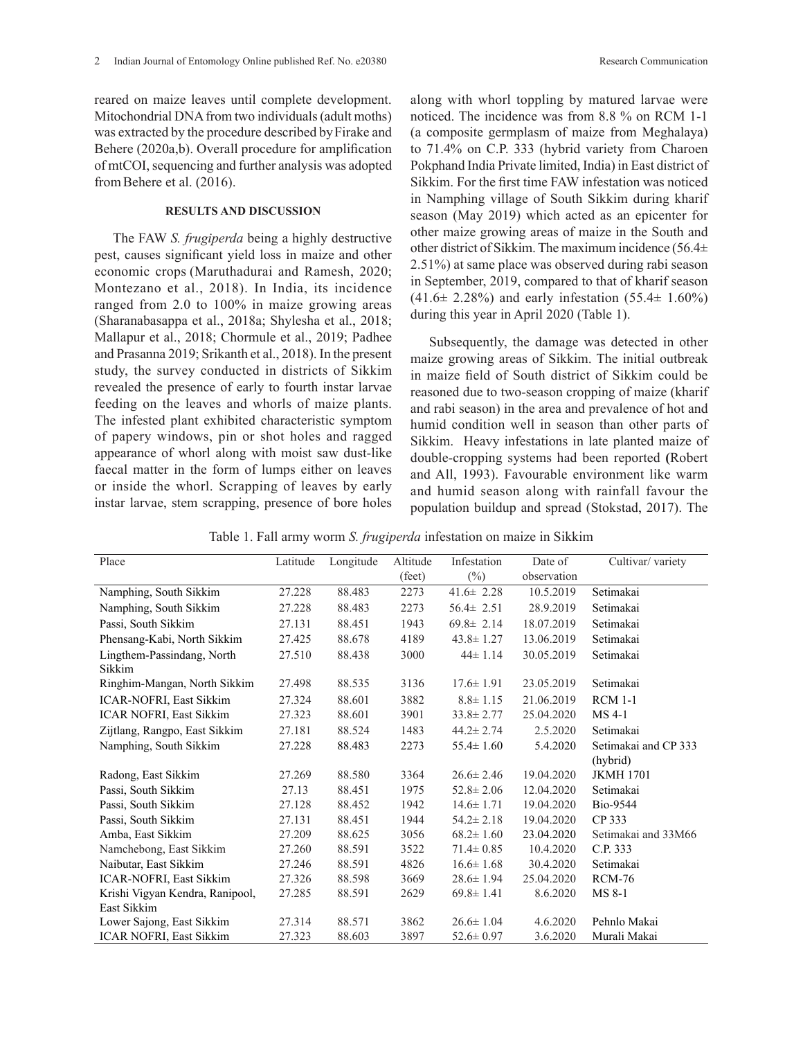reared on maize leaves until complete development. Mitochondrial DNA from two individuals (adult moths) was extracted by the procedure described by Firake and Behere (2020a,b). Overall procedure for amplification of mtCOI, sequencing and further analysis was adopted from Behere et al. (2016).

## RESULTS AND DISCUSSION

The FAW *S. frugiperda* being a highly destructive pest, causes significant yield loss in maize and other economic crops (Maruthadurai and Ramesh, 2020; Montezano et al., 2018). In India, its incidence ranged from 2.0 to 100% in maize growing areas (Sharanabasappa et al., 2018a; Shylesha et al., 2018; Mallapur et al., 2018; Chormule et al., 2019; Padhee and Prasanna 2019; Srikanth et al., 2018). In the present study, the survey conducted in districts of Sikkim revealed the presence of early to fourth instar larvae feeding on the leaves and whorls of maize plants. The infested plant exhibited characteristic symptom of papery windows, pin or shot holes and ragged appearance of whorl along with moist saw dust-like faecal matter in the form of lumps either on leaves or inside the whorl. Scrapping of leaves by early instar larvae, stem scrapping, presence of bore holes along with whorl toppling by matured larvae were noticed. The incidence was from 8.8 % on RCM 1-1 (a composite germplasm of maize from Meghalaya) to 71.4% on C.P. 333 (hybrid variety from Charoen Pokphand India Private limited, India) in East district of Sikkim. For the first time FAW infestation was noticed in Namphing village of South Sikkim during kharif season (May 2019) which acted as an epicenter for other maize growing areas of maize in the South and other district of Sikkim. The maximum incidence (56.4± 2.51%) at same place was observed during rabi season in September, 2019, compared to that of kharif season (41.6± 2.28%) and early infestation (55.4± 1.60%) during this year in April 2020 (Table 1).

Subsequently, the damage was detected in other maize growing areas of Sikkim. The initial outbreak in maize field of South district of Sikkim could be reasoned due to two-season cropping of maize (kharif and rabi season) in the area and prevalence of hot and humid condition well in season than other parts of Sikkim. Heavy infestations in late planted maize of double-cropping systems had been reported (Robert and All, 1993). Favourable environment like warm and humid season along with rainfall favour the population buildup and spread (Stokstad, 2017). The

Table 1. Fall army worm *S. frugiperda* infestation on maize in Sikkim

| Place | Latitude | Longitude | Altitude (feet) | Infestation (%) | Date of observation | Cultivar/ variety |
|---|---|---|---|---|---|---|
| Namphing, South Sikkim | 27.228 | 88.483 | 2273 | 41.6± 2.28 | 10.5.2019 | Setimakai |
| Namphing, South Sikkim | 27.228 | 88.483 | 2273 | 56.4± 2.51 | 28.9.2019 | Setimakai |
| Passi, South Sikkim | 27.131 | 88.451 | 1943 | 69.8± 2.14 | 18.07.2019 | Setimakai |
| Phensang-Kabi, North Sikkim | 27.425 | 88.678 | 4189 | 43.8± 1.27 | 13.06.2019 | Setimakai |
| Lingthem-Passindang, North Sikkim | 27.510 | 88.438 | 3000 | 44± 1.14 | 30.05.2019 | Setimakai |
| Ringhim-Mangan, North Sikkim | 27.498 | 88.535 | 3136 | 17.6± 1.91 | 23.05.2019 | Setimakai |
| ICAR-NOFRI, East Sikkim | 27.324 | 88.601 | 3882 | 8.8± 1.15 | 21.06.2019 | RCM 1-1 |
| ICAR NOFRI, East Sikkim | 27.323 | 88.601 | 3901 | 33.8± 2.77 | 25.04.2020 | MS 4-1 |
| Zijtlang, Rangpo, East Sikkim | 27.181 | 88.524 | 1483 | 44.2± 2.74 | 2.5.2020 | Setimakai |
| Namphing, South Sikkim | 27.228 | 88.483 | 2273 | 55.4± 1.60 | 5.4.2020 | Setimakai and CP 333 (hybrid) |
| Radong, East Sikkim | 27.269 | 88.580 | 3364 | 26.6± 2.46 | 19.04.2020 | JKMH 1701 |
| Passi, South Sikkim | 27.13 | 88.451 | 1975 | 52.8± 2.06 | 12.04.2020 | Setimakai |
| Passi, South Sikkim | 27.128 | 88.452 | 1942 | 14.6± 1.71 | 19.04.2020 | Bio-9544 |
| Passi, South Sikkim | 27.131 | 88.451 | 1944 | 54.2± 2.18 | 19.04.2020 | CP 333 |
| Amba, East Sikkim | 27.209 | 88.625 | 3056 | 68.2± 1.60 | 23.04.2020 | Setimakai and 33M66 |
| Namchebong, East Sikkim | 27.260 | 88.591 | 3522 | 71.4± 0.85 | 10.4.2020 | C.P. 333 |
| Naibutar, East Sikkim | 27.246 | 88.591 | 4826 | 16.6± 1.68 | 30.4.2020 | Setimakai |
| ICAR-NOFRI, East Sikkim | 27.326 | 88.598 | 3669 | 28.6± 1.94 | 25.04.2020 | RCM-76 |
| Krishi Vigyan Kendra, Ranipool, East Sikkim | 27.285 | 88.591 | 2629 | 69.8± 1.41 | 8.6.2020 | MS 8-1 |
| Lower Sajong, East Sikkim | 27.314 | 88.571 | 3862 | 26.6± 1.04 | 4.6.2020 | Pehnlo Makai |
| ICAR NOFRI, East Sikkim | 27.323 | 88.603 | 3897 | 52.6± 0.97 | 3.6.2020 | Murali Makai |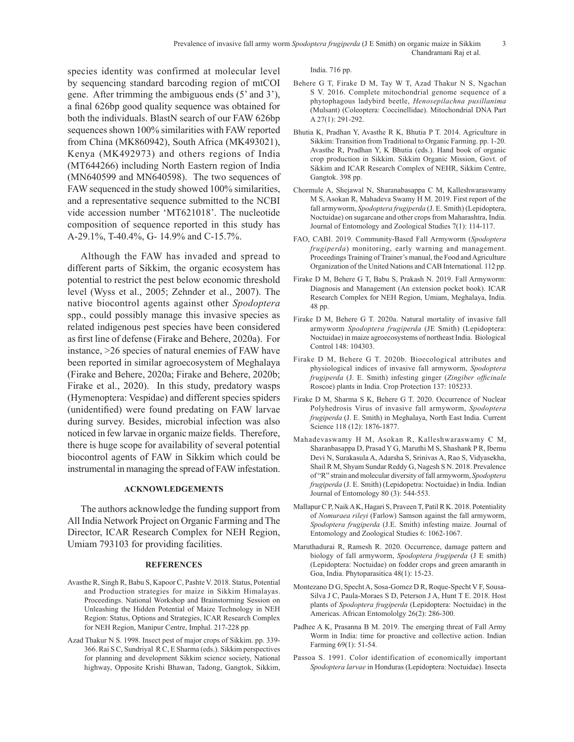species identity was confirmed at molecular level by sequencing standard barcoding region of mtCOI gene. After trimming the ambiguous ends (5' and 3'), a final 626bp good quality sequence was obtained for both the individuals. BlastN search of our FAW 626bp sequences shown 100% similarities with FAW reported from China (MK860942), South Africa (MK493021), Kenya (MK492973) and others regions of India (MT644266) including North Eastern region of India (MN640599 and MN640598). The two sequences of FAW sequenced in the study showed 100% similarities, and a representative sequence submitted to the NCBI vide accession number 'MT621018'. The nucleotide composition of sequence reported in this study has A-29.1%, T-40.4%, G- 14.9% and C-15.7%.

Although the FAW has invaded and spread to different parts of Sikkim, the organic ecosystem has potential to restrict the pest below economic threshold level (Wyss et al., 2005; Zehnder et al., 2007). The native biocontrol agents against other *Spodoptera* spp., could possibly manage this invasive species as related indigenous pest species have been considered as first line of defense (Firake and Behere, 2020a). For instance, >26 species of natural enemies of FAW have been reported in similar agroecosystem of Meghalaya (Firake and Behere, 2020a; Firake and Behere, 2020b; Firake et al., 2020). In this study, predatory wasps (Hymenoptera: Vespidae) and different species spiders (unidentified) were found predating on FAW larvae during survey. Besides, microbial infection was also noticed in few larvae in organic maize fields. Therefore, there is huge scope for availability of several potential biocontrol agents of FAW in Sikkim which could be instrumental in managing the spread of FAW infestation.

## ACKNOWLEDGEMENTS

The authors acknowledge the funding support from All India Network Project on Organic Farming and The Director, ICAR Research Complex for NEH Region, Umiam 793103 for providing facilities.

## REFERENCES

Avasthe R, Singh R, Babu S, Kapoor C, Pashte V. 2018. Status, Potential and Production strategies for maize in Sikkim Himalayas. Proceedings. National Workshop and Brainstorming Session on Unleashing the Hidden Potential of Maize Technology in NEH Region: Status, Options and Strategies, ICAR Research Complex for NEH Region, Manipur Centre, Imphal. 217-228 pp.

Azad Thakur N S. 1998. Insect pest of major crops of Sikkim. pp. 339-366. Rai S C, Sundriyal R C, E Sharma (eds.). Sikkim perspectives for planning and development Sikkim science society, National highway, Opposite Krishi Bhawan, Tadong, Gangtok, Sikkim, India. 716 pp.

Behere G T, Firake D M, Tay W T, Azad Thakur N S, Ngachan S V. 2016. Complete mitochondrial genome sequence of a phytophagous ladybird beetle, *Henosepilachna pusillanima* (Mulsant) (Coleoptera: Coccinellidae). Mitochondrial DNA Part A 27(1): 291-292.

Bhutia K, Pradhan Y, Avasthe R K, Bhutia P T. 2014. Agriculture in Sikkim: Transition from Traditional to Organic Farming. pp. 1-20. Avasthe R, Pradhan Y, K Bhutia (eds.). Hand book of organic crop production in Sikkim. Sikkim Organic Mission, Govt. of Sikkim and ICAR Research Complex of NEHR, Sikkim Centre, Gangtok. 398 pp.

Chormule A, Shejawal N, Sharanabasappa C M, Kalleshwaraswamy M S, Asokan R, Mahadeva Swamy H M. 2019. First report of the fall armyworm, *Spodoptera frugiperda* (J. E. Smith) (Lepidoptera, Noctuidae) on sugarcane and other crops from Maharashtra, India. Journal of Entomology and Zoological Studies 7(1): 114-117.

FAO, CABI. 2019. Community-Based Fall Armyworm (*Spodoptera frugiperda*) monitoring, early warning and management. Proceedings Training of Trainer's manual, the Food and Agriculture Organization of the United Nations and CAB International. 112 pp.

Firake D M, Behere G T, Babu S, Prakash N. 2019. Fall Armyworm: Diagnosis and Management (An extension pocket book). ICAR Research Complex for NEH Region, Umiam, Meghalaya, India. 48 pp.

Firake D M, Behere G T. 2020a. Natural mortality of invasive fall armyworm *Spodoptera frugiperda* (JE Smith) (Lepidoptera: Noctuidae) in maize agroecosystems of northeast India. Biological Control 148: 104303.

Firake D M, Behere G T. 2020b. Bioecological attributes and physiological indices of invasive fall armyworm, *Spodoptera frugiperda* (J. E. Smith) infesting ginger (*Zingiber officinale* Roscoe) plants in India. Crop Protection 137: 105233.

Firake D M, Sharma S K, Behere G T. 2020. Occurrence of Nuclear Polyhedrosis Virus of invasive fall armyworm, *Spodoptera frugiperda* (J. E. Smith) in Meghalaya, North East India. Current Science 118 (12): 1876-1877.

Mahadevaswamy H M, Asokan R, Kalleshwaraswamy C M, Sharanbasappa D, Prasad Y G, Maruthi M S, Shashank P R, Ibemu Devi N, Surakasula A, Adarsha S, Srinivas A, Rao S, Vidyasekha, Shail R M, Shyam Sundar Reddy G, Nagesh S N. 2018. Prevalence of "R" strain and molecular diversity of fall armyworm, *Spodoptera frugiperda* (J. E. Smith) (Lepidopetra: Noctuidae) in India. Indian Journal of Entomology 80 (3): 544-553.

Mallapur C P, Naik A K, Hagari S, Praveen T, Patil R K. 2018. Potentiality of *Nomuraea rileyi* (Farlow) Samson against the fall armyworm, *Spodoptera frugiperda* (J.E. Smith) infesting maize. Journal of Entomology and Zoological Studies 6: 1062-1067.

Maruthadurai R, Ramesh R. 2020. Occurrence, damage pattern and biology of fall armyworm, *Spodoptera frugiperda* (J E smith) (Lepidoptera: Noctuidae) on fodder crops and green amaranth in Goa, India. Phytoparasitica 48(1): 15-23.

Montezano D G, Specht A, Sosa-Gomez D R, Roque-Specht V F, Sousa-Silva J C, Paula-Moraes S D, Peterson J A, Hunt T E. 2018. Host plants of *Spodoptera frugiperda* (Lepidoptera: Noctuidae) in the Americas. African Entomololgy 26(2): 286-300.

Padhee A K, Prasanna B M. 2019. The emerging threat of Fall Army Worm in India: time for proactive and collective action. Indian Farming 69(1): 51-54.

Passoa S. 1991. Color identification of economically important *Spodoptera larvae* in Honduras (Lepidoptera: Noctuidae). Insecta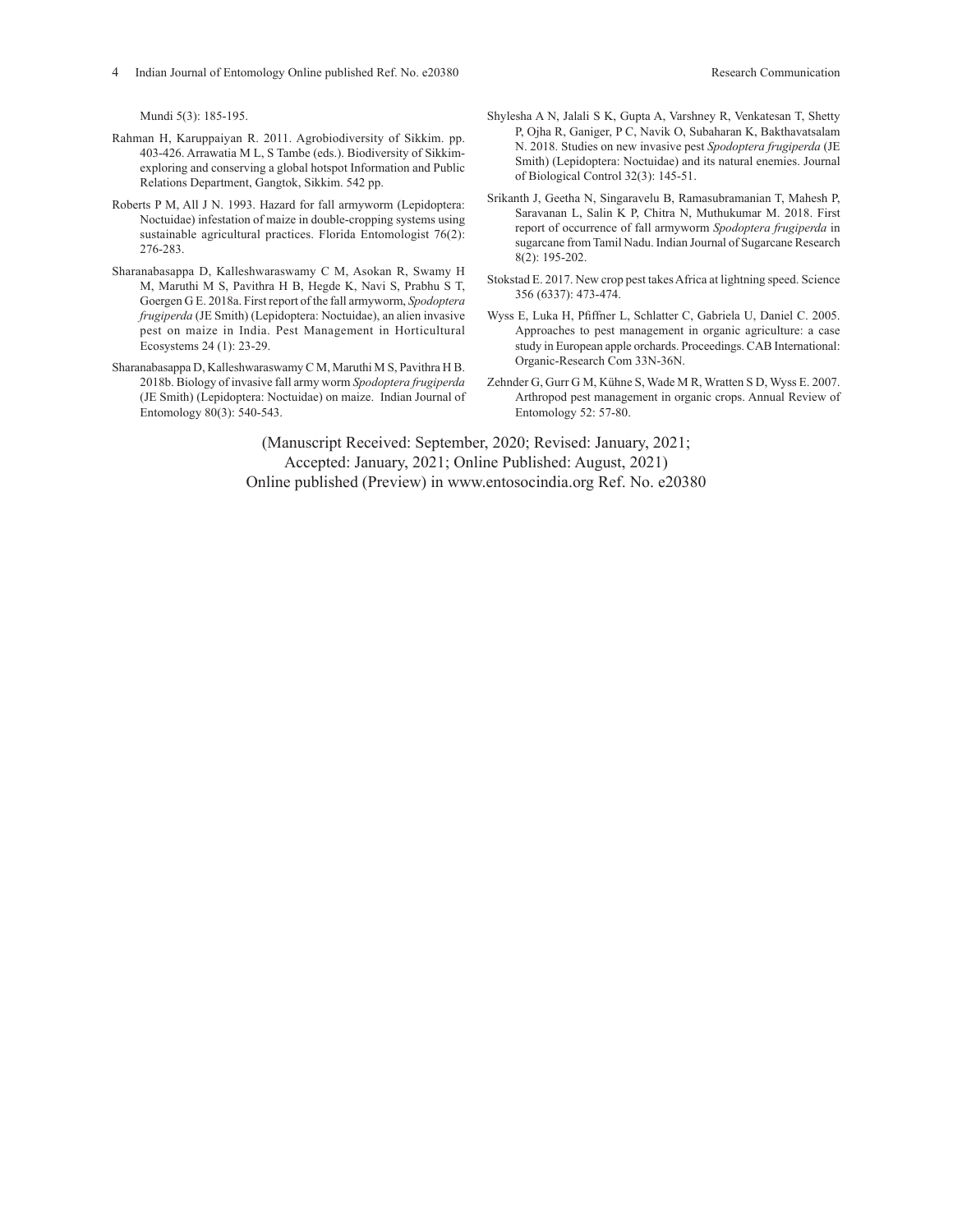Mundi 5(3): 185-195.

Rahman H, Karuppaiyan R. 2011. Agrobiodiversity of Sikkim. pp. 403-426. Arrawatia M L, S Tambe (eds.). Biodiversity of Sikkim-exploring and conserving a global hotspot Information and Public Relations Department, Gangtok, Sikkim. 542 pp.

Roberts P M, All J N. 1993. Hazard for fall armyworm (Lepidoptera: Noctuidae) infestation of maize in double-cropping systems using sustainable agricultural practices. Florida Entomologist 76(2): 276-283.

Sharanabasappa D, Kalleshwaraswamy C M, Asokan R, Swamy H M, Maruthi M S, Pavithra H B, Hegde K, Navi S, Prabhu S T, Goergen G E. 2018a. First report of the fall armyworm, *Spodoptera frugiperda* (JE Smith) (Lepidoptera: Noctuidae), an alien invasive pest on maize in India. Pest Management in Horticultural Ecosystems 24 (1): 23-29.

Sharanabasappa D, Kalleshwaraswamy C M, Maruthi M S, Pavithra H B. 2018b. Biology of invasive fall army worm *Spodoptera frugiperda* (JE Smith) (Lepidoptera: Noctuidae) on maize. Indian Journal of Entomology 80(3): 540-543.

Shylesha A N, Jalali S K, Gupta A, Varshney R, Venkatesan T, Shetty P, Ojha R, Ganiger, P C, Navik O, Subaharan K, Bakthavatsalam N. 2018. Studies on new invasive pest *Spodoptera frugiperda* (JE Smith) (Lepidoptera: Noctuidae) and its natural enemies. Journal of Biological Control 32(3): 145-51.

Srikanth J, Geetha N, Singaravelu B, Ramasubramanian T, Mahesh P, Saravanan L, Salin K P, Chitra N, Muthukumar M. 2018. First report of occurrence of fall armyworm *Spodoptera frugiperda* in sugarcane from Tamil Nadu. Indian Journal of Sugarcane Research 8(2): 195-202.

Stokstad E. 2017. New crop pest takes Africa at lightning speed. Science 356 (6337): 473-474.

Wyss E, Luka H, Pfiffner L, Schlatter C, Gabriela U, Daniel C. 2005. Approaches to pest management in organic agriculture: a case study in European apple orchards. Proceedings. CAB International: Organic-Research Com 33N-36N.

Zehnder G, Gurr G M, Kühne S, Wade M R, Wratten S D, Wyss E. 2007. Arthropod pest management in organic crops. Annual Review of Entomology 52: 57-80.

(Manuscript Received: September, 2020; Revised: January, 2021;
Accepted: January, 2021; Online Published: August, 2021)
Online published (Preview) in www.entosocindia.org Ref. No. e20380